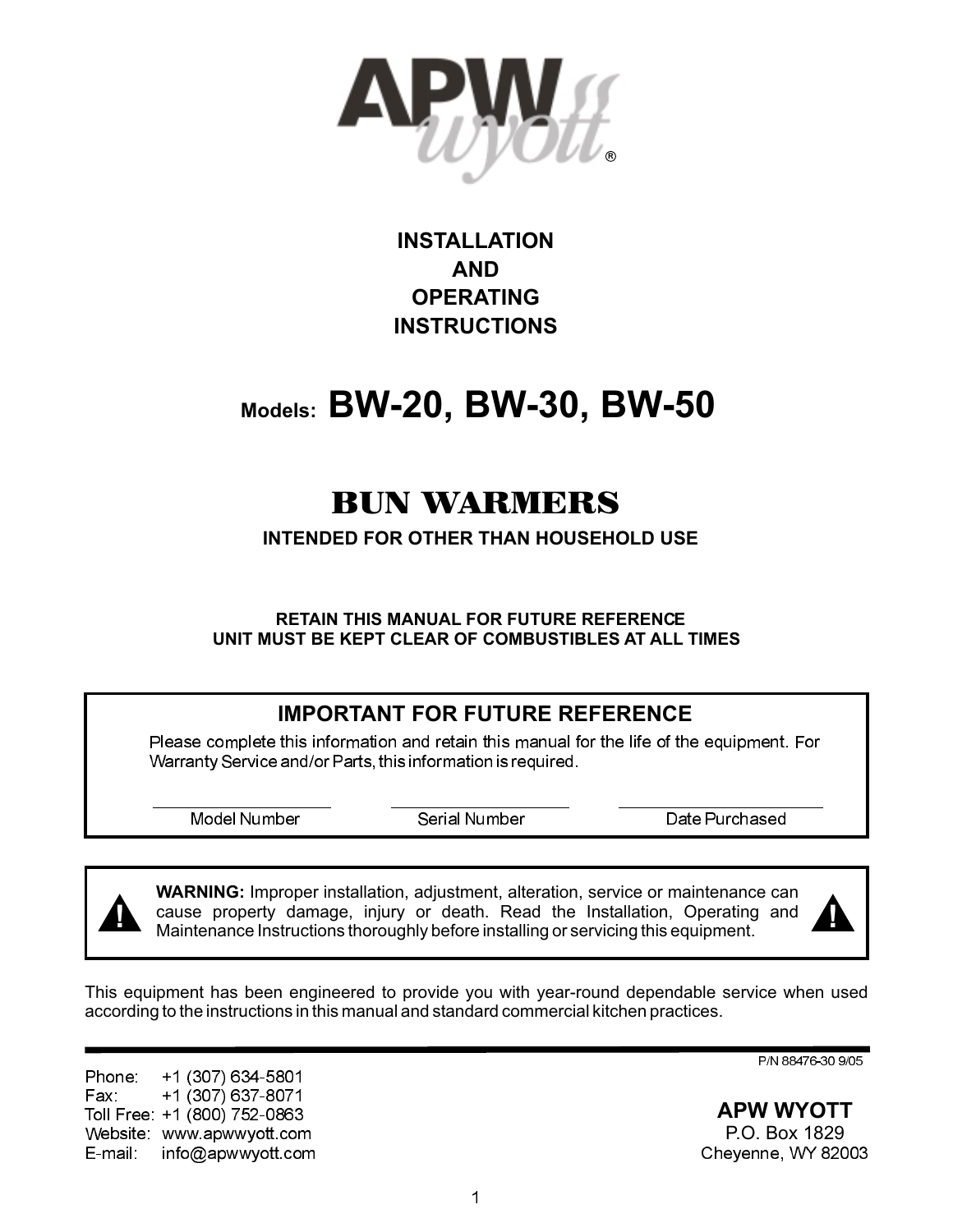APW wyott®

# INSTALLATION AND OPERATING INSTRUCTIONS

## Models: BW-20, BW-30, BW-50

# BUN WARMERS

**INTENDED FOR OTHER THAN HOUSEHOLD USE**

**RETAIN THIS MANUAL FOR FUTURE REFERENCE**
**UNIT MUST BE KEPT CLEAR OF COMBUSTIBLES AT ALL TIMES**

### IMPORTANT FOR FUTURE REFERENCE

Please complete this information and retain this manual for the life of the equipment. For Warranty Service and/or Parts, this information is required.

| Model Number | Serial Number | Date Purchased |
|---|---|---|
| | | |

**WARNING:** Improper installation, adjustment, alteration, service or maintenance can cause property damage, injury or death. Read the Installation, Operating and Maintenance Instructions thoroughly before installing or servicing this equipment.

This equipment has been engineered to provide you with year-round dependable service when used according to the instructions in this manual and standard commercial kitchen practices.

P/N 88476-30 9/05

Phone: +1 (307) 634-5801
Fax: +1 (307) 637-8071
Toll Free: +1 (800) 752-0863
Website: www.apwwyott.com
E-mail: info@apwwyott.com

**APW WYOTT**
P.O. Box 1829
Cheyenne, WY 82003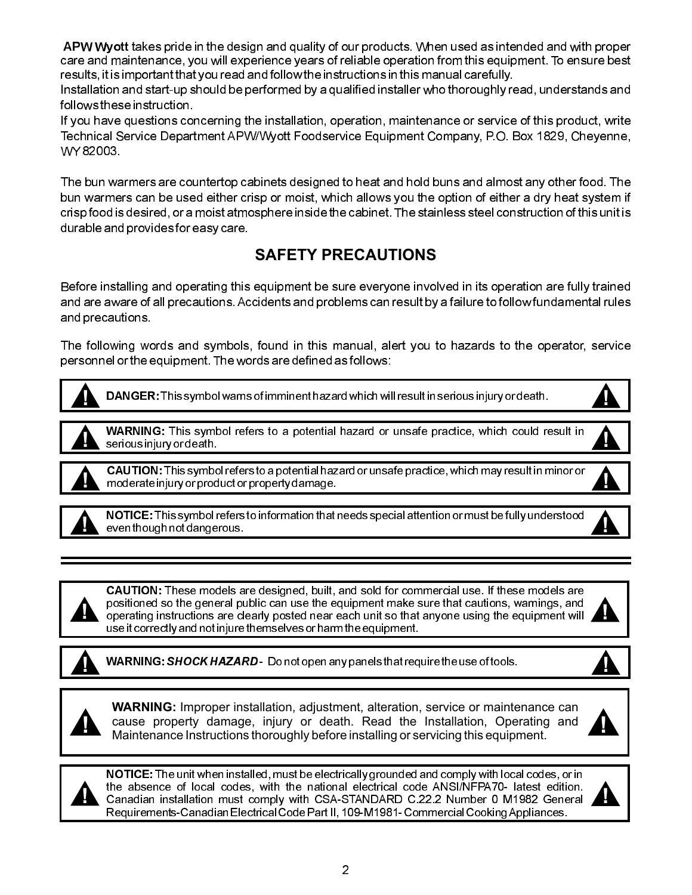**APW Wyott** takes pride in the design and quality of our products. When used as intended and with proper care and maintenance, you will experience years of reliable operation from this equipment. To ensure best results, it is important that you read and follow the instructions in this manual carefully.

Installation and start-up should be performed by a qualified installer who thoroughly read, understands and follows these instruction.

If you have questions concerning the installation, operation, maintenance or service of this product, write Technical Service Department APW/Wyott Foodservice Equipment Company, P.O. Box 1829, Cheyenne, WY 82003.

The bun warmers are countertop cabinets designed to heat and hold buns and almost any other food. The bun warmers can be used either crisp or moist, which allows you the option of either a dry heat system if crisp food is desired, or a moist atmosphere inside the cabinet. The stainless steel construction of this unit is durable and provides for easy care.

## SAFETY PRECAUTIONS

Before installing and operating this equipment be sure everyone involved in its operation are fully trained and are aware of all precautions. Accidents and problems can result by a failure to follow fundamental rules and precautions.

The following words and symbols, found in this manual, alert you to hazards to the operator, service personnel or the equipment. The words are defined as follows:

> **DANGER:** This symbol warns of imminent hazard which will result in serious injury or death.

> **WARNING:** This symbol refers to a potential hazard or unsafe practice, which could result in serious injury or death.

> **CAUTION:** This symbol refers to a potential hazard or unsafe practice, which may result in minor or moderate injury or product or property damage.

> **NOTICE:** This symbol refers to information that needs special attention or must be fully understood even though not dangerous.

---

> **CAUTION:** These models are designed, built, and sold for commercial use. If these models are positioned so the general public can use the equipment make sure that cautions, warnings, and operating instructions are clearly posted near each unit so that anyone using the equipment will use it correctly and not injure themselves or harm the equipment.

> **WARNING:** ***SHOCK HAZARD*** - Do not open any panels that require the use of tools.

> **WARNING:** Improper installation, adjustment, alteration, service or maintenance can cause property damage, injury or death. Read the Installation, Operating and Maintenance Instructions thoroughly before installing or servicing this equipment.

> **NOTICE:** The unit when installed, must be electrically grounded and comply with local codes, or in the absence of local codes, with the national electrical code ANSI/NFPA70- latest edition. Canadian installation must comply with CSA-STANDARD C.22.2 Number 0 M1982 General Requirements-Canadian Electrical Code Part II, 109-M1981- Commercial Cooking Appliances.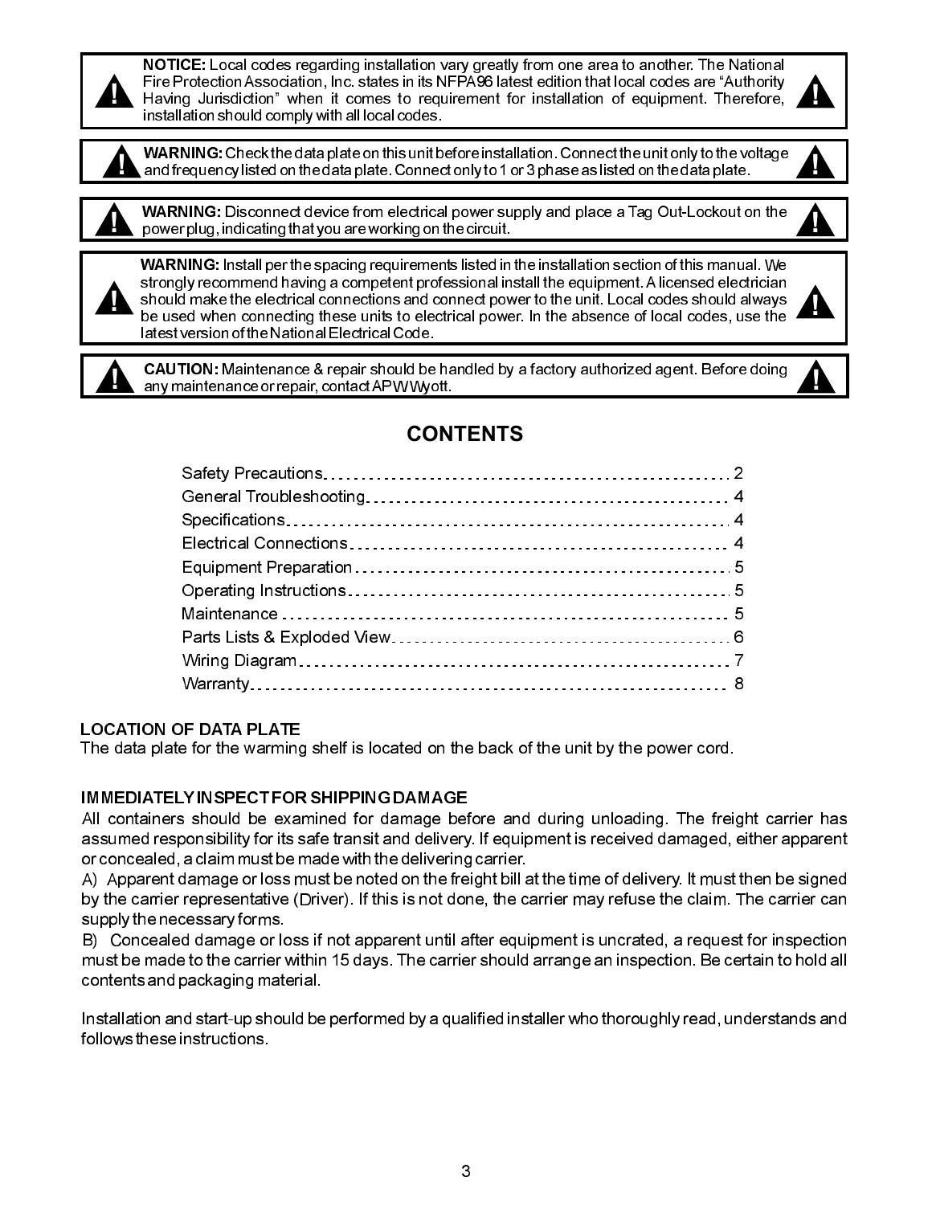**NOTICE:** Local codes regarding installation vary greatly from one area to another. The National Fire Protection Association, Inc. states in its NFPA96 latest edition that local codes are "Authority Having Jurisdiction" when it comes to requirement for installation of equipment. Therefore, installation should comply with all local codes.

**WARNING:** Check the data plate on this unit before installation. Connect the unit only to the voltage and frequency listed on the data plate. Connect only to 1 or 3 phase as listed on the data plate.

**WARNING:** Disconnect device from electrical power supply and place a Tag Out-Lockout on the power plug, indicating that you are working on the circuit.

**WARNING:** Install per the spacing requirements listed in the installation section of this manual. We strongly recommend having a competent professional install the equipment. A licensed electrician should make the electrical connections and connect power to the unit. Local codes should always be used when connecting these units to electrical power. In the absence of local codes, use the latest version of the National Electrical Code.

**CAUTION:** Maintenance & repair should be handled by a factory authorized agent. Before doing any maintenance or repair, contact APW Wyott.

## CONTENTS

| | |
|---|---|
| Safety Precautions | 2 |
| General Troubleshooting | 4 |
| Specifications | 4 |
| Electrical Connections | 4 |
| Equipment Preparation | 5 |
| Operating Instructions | 5 |
| Maintenance | 5 |
| Parts Lists & Exploded View | 6 |
| Wiring Diagram | 7 |
| Warranty | 8 |

### LOCATION OF DATA PLATE

The data plate for the warming shelf is located on the back of the unit by the power cord.

### IMMEDIATELY INSPECT FOR SHIPPING DAMAGE

All containers should be examined for damage before and during unloading. The freight carrier has assumed responsibility for its safe transit and delivery. If equipment is received damaged, either apparent or concealed, a claim must be made with the delivering carrier.

A) Apparent damage or loss must be noted on the freight bill at the time of delivery. It must then be signed by the carrier representative (Driver). If this is not done, the carrier may refuse the claim. The carrier can supply the necessary forms.

B) Concealed damage or loss if not apparent until after equipment is uncrated, a request for inspection must be made to the carrier within 15 days. The carrier should arrange an inspection. Be certain to hold all contents and packaging material.

Installation and start-up should be performed by a qualified installer who thoroughly read, understands and follows these instructions.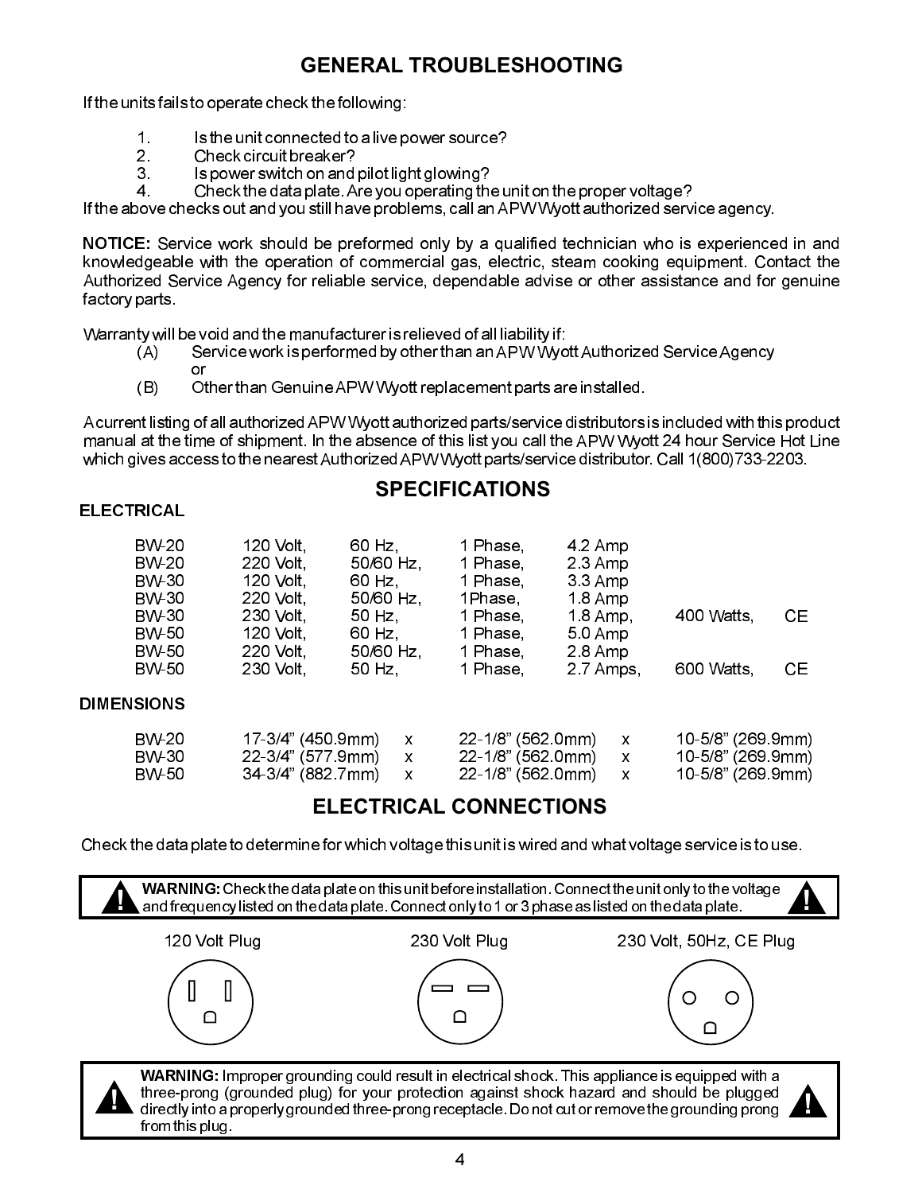# GENERAL TROUBLESHOOTING

If the units fails to operate check the following:

1. Is the unit connected to a live power source?
2. Check circuit breaker?
3. Is power switch on and pilot light glowing?
4. Check the data plate. Are you operating the unit on the proper voltage?

If the above checks out and you still have problems, call an APW Wyott authorized service agency.

**NOTICE:** Service work should be preformed only by a qualified technician who is experienced in and knowledgeable with the operation of commercial gas, electric, steam cooking equipment. Contact the Authorized Service Agency for reliable service, dependable advise or other assistance and for genuine factory parts.

Warranty will be void and the manufacturer is relieved of all liability if:

(A) Service work is performed by other than an APW Wyott Authorized Service Agency
or
(B) Other than Genuine APW Wyott replacement parts are installed.

A current listing of all authorized APW Wyott authorized parts/service distributors is included with this product manual at the time of shipment. In the absence of this list you call the APW Wyott 24 hour Service Hot Line which gives access to the nearest Authorized APW Wyott parts/service distributor. Call 1(800)733-2203.

# SPECIFICATIONS

## ELECTRICAL

| | | | | | | |
|---|---|---|---|---|---|---|
| BW-20 | 120 Volt, | 60 Hz, | 1 Phase, | 4.2 Amp | | |
| BW-20 | 220 Volt, | 50/60 Hz, | 1 Phase, | 2.3 Amp | | |
| BW-30 | 120 Volt, | 60 Hz, | 1 Phase, | 3.3 Amp | | |
| BW-30 | 220 Volt, | 50/60 Hz, | 1Phase, | 1.8 Amp | | |
| BW-30 | 230 Volt, | 50 Hz, | 1 Phase, | 1.8 Amp, | 400 Watts, | CE |
| BW-50 | 120 Volt, | 60 Hz, | 1 Phase, | 5.0 Amp | | |
| BW-50 | 220 Volt, | 50/60 Hz, | 1 Phase, | 2.8 Amp | | |
| BW-50 | 230 Volt, | 50 Hz, | 1 Phase, | 2.7 Amps, | 600 Watts, | CE |

## DIMENSIONS

| | | | | | |
|---|---|---|---|---|---|
| BW-20 | 17-3/4" (450.9mm) | x | 22-1/8" (562.0mm) | x | 10-5/8" (269.9mm) |
| BW-30 | 22-3/4" (577.9mm) | x | 22-1/8" (562.0mm) | x | 10-5/8" (269.9mm) |
| BW-50 | 34-3/4" (882.7mm) | x | 22-1/8" (562.0mm) | x | 10-5/8" (269.9mm) |

# ELECTRICAL CONNECTIONS

Check the data plate to determine for which voltage this unit is wired and what voltage service is to use.

**WARNING:** Check the data plate on this unit before installation. Connect the unit only to the voltage and frequency listed on the data plate. Connect only to 1 or 3 phase as listed on the data plate.

120 Volt Plug

230 Volt Plug

230 Volt, 50Hz, CE Plug

**WARNING:** Improper grounding could result in electrical shock. This appliance is equipped with a three-prong (grounded plug) for your protection against shock hazard and should be plugged directly into a properly grounded three-prong receptacle. Do not cut or remove the grounding prong from this plug.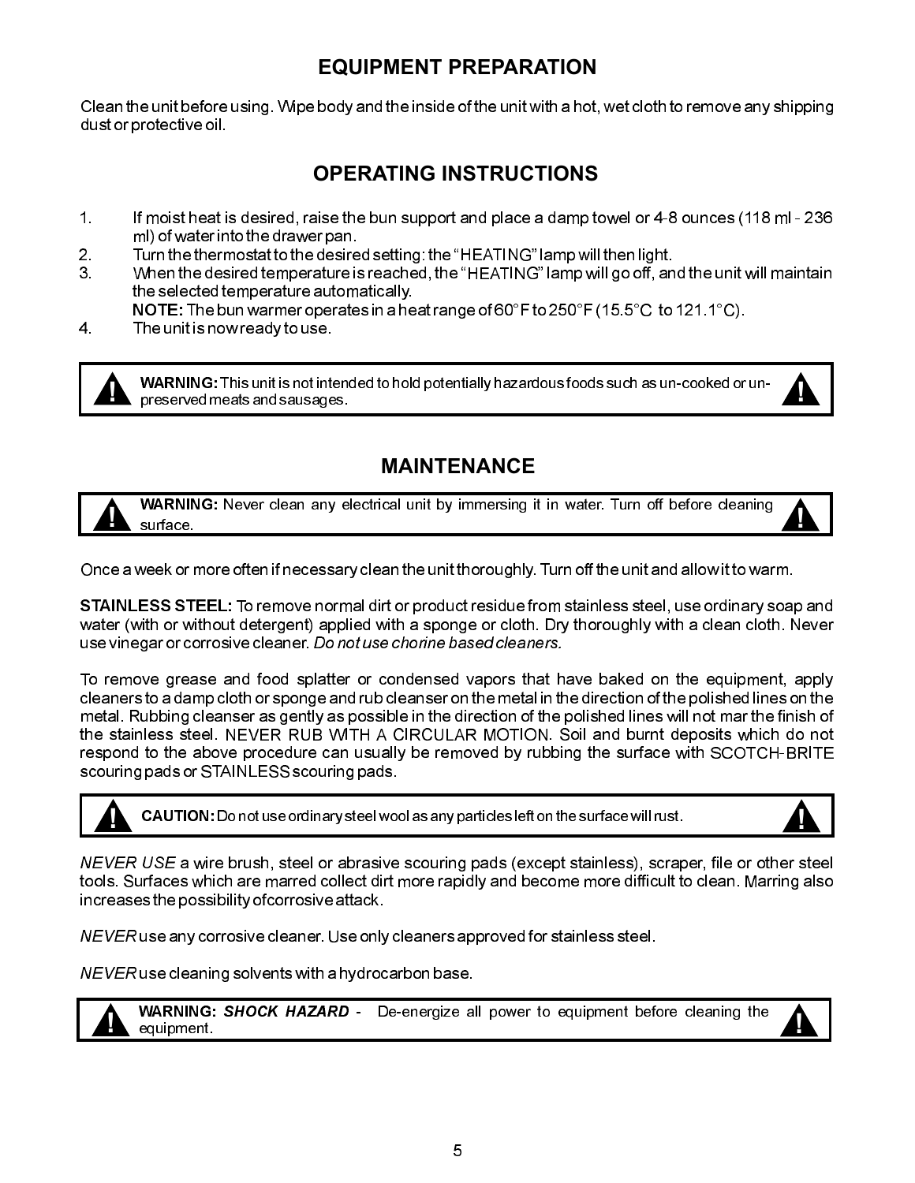## EQUIPMENT PREPARATION

Clean the unit before using. Wipe body and the inside of the unit with a hot, wet cloth to remove any shipping dust or protective oil.

## OPERATING INSTRUCTIONS

1. If moist heat is desired, raise the bun support and place a damp towel or 4-8 ounces (118 ml - 236 ml) of water into the drawer pan.
2. Turn the thermostat to the desired setting: the "HEATING" lamp will then light.
3. When the desired temperature is reached, the "HEATING" lamp will go off, and the unit will maintain the selected temperature automatically.
   **NOTE:** The bun warmer operates in a heat range of 60°F to 250°F (15.5°C to 121.1°C).
4. The unit is now ready to use.

> ⚠ **WARNING:** This unit is not intended to hold potentially hazardous foods such as un-cooked or un-preserved meats and sausages.

## MAINTENANCE

> ⚠ **WARNING:** Never clean any electrical unit by immersing it in water. Turn off before cleaning surface.

Once a week or more often if necessary clean the unit thoroughly. Turn off the unit and allow it to warm.

**STAINLESS STEEL:** To remove normal dirt or product residue from stainless steel, use ordinary soap and water (with or without detergent) applied with a sponge or cloth. Dry thoroughly with a clean cloth. Never use vinegar or corrosive cleaner. *Do not use chorine based cleaners.*

To remove grease and food splatter or condensed vapors that have baked on the equipment, apply cleaners to a damp cloth or sponge and rub cleanser on the metal in the direction of the polished lines on the metal. Rubbing cleanser as gently as possible in the direction of the polished lines will not mar the finish of the stainless steel. NEVER RUB WITH A CIRCULAR MOTION. Soil and burnt deposits which do not respond to the above procedure can usually be removed by rubbing the surface with SCOTCH-BRITE scouring pads or STAINLESS scouring pads.

> ⚠ **CAUTION:** Do not use ordinary steel wool as any particles left on the surface will rust.

*NEVER USE* a wire brush, steel or abrasive scouring pads (except stainless), scraper, file or other steel tools. Surfaces which are marred collect dirt more rapidly and become more difficult to clean. Marring also increases the possibility ofcorrosive attack.

*NEVER* use any corrosive cleaner. Use only cleaners approved for stainless steel.

*NEVER* use cleaning solvents with a hydrocarbon base.

> ⚠ **WARNING:** ***SHOCK HAZARD*** - De-energize all power to equipment before cleaning the equipment.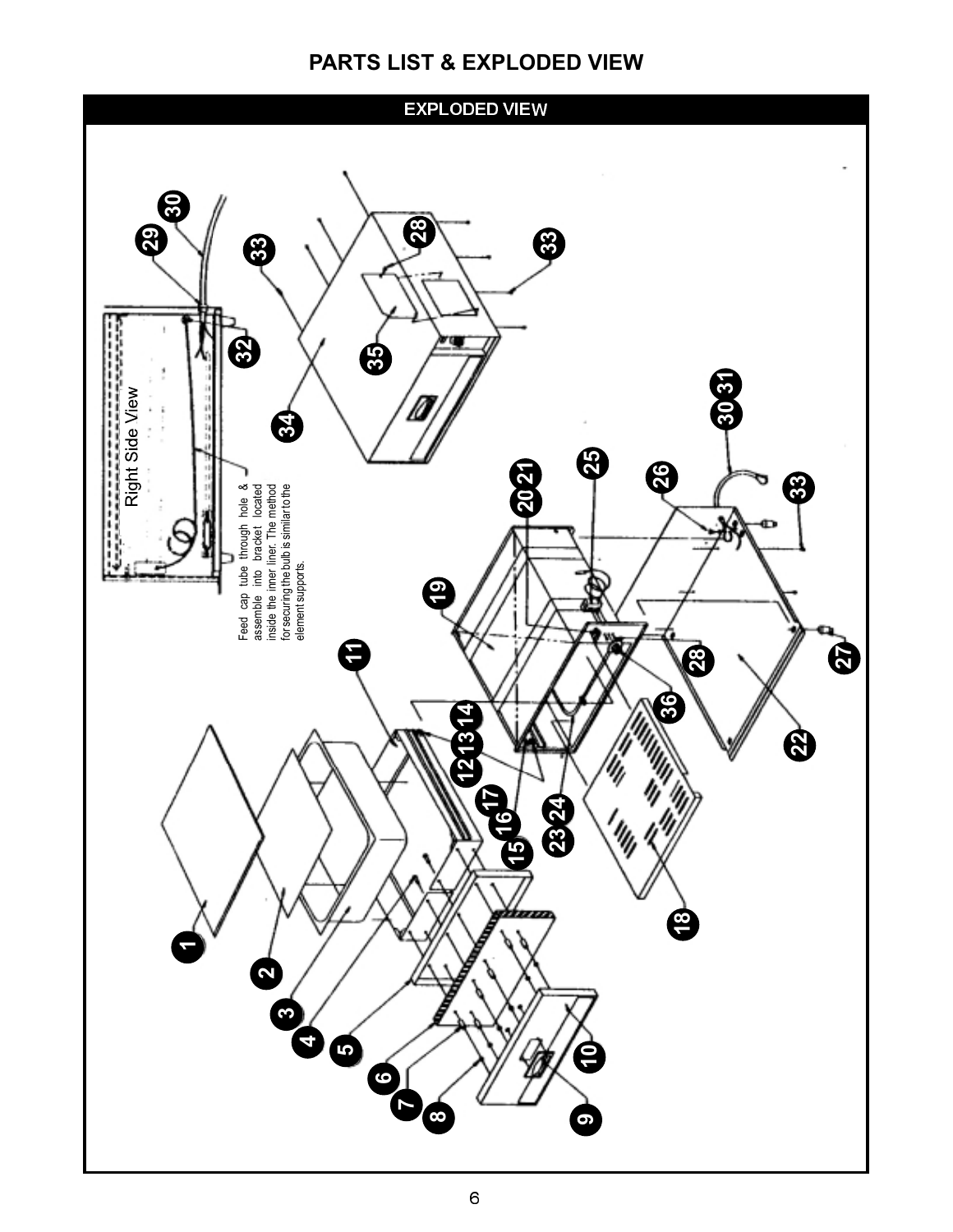# PARTS LIST & EXPLODED VIEW

## EXPLODED VIEW

Right Side View

Feed cap tube through hole & assemble into bracket located inside the inner liner. The method for securing the bulb is similar to the element supports.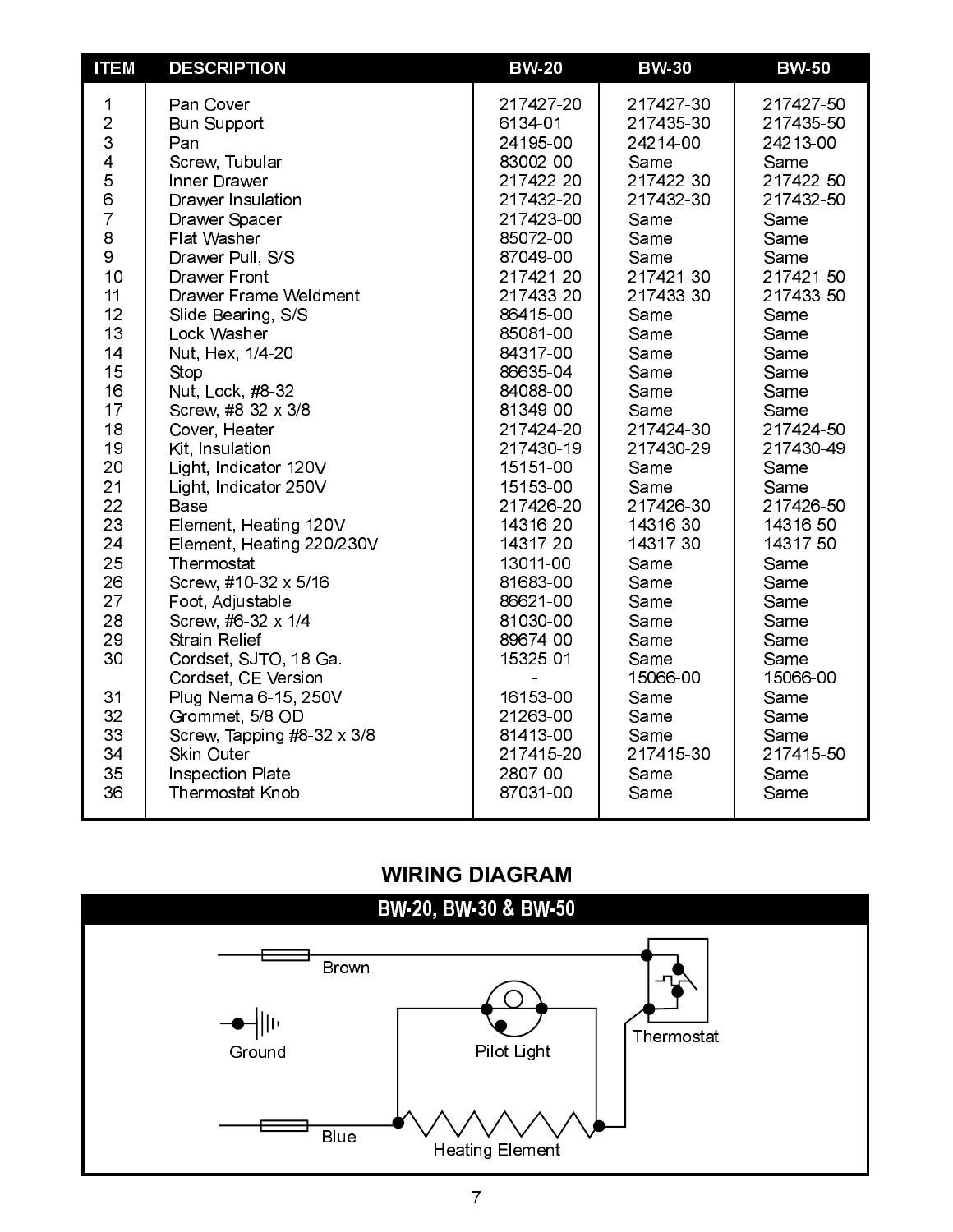| ITEM | DESCRIPTION | BW-20 | BW-30 | BW-50 |
|---|---|---|---|---|
| 1 | Pan Cover | 217427-20 | 217427-30 | 217427-50 |
| 2 | Bun Support | 6134-01 | 217435-30 | 217435-50 |
| 3 | Pan | 24195-00 | 24214-00 | 24213-00 |
| 4 | Screw, Tubular | 83002-00 | Same | Same |
| 5 | Inner Drawer | 217422-20 | 217422-30 | 217422-50 |
| 6 | Drawer Insulation | 217432-20 | 217432-30 | 217432-50 |
| 7 | Drawer Spacer | 217423-00 | Same | Same |
| 8 | Flat Washer | 85072-00 | Same | Same |
| 9 | Drawer Pull, S/S | 87049-00 | Same | Same |
| 10 | Drawer Front | 217421-20 | 217421-30 | 217421-50 |
| 11 | Drawer Frame Weldment | 217433-20 | 217433-30 | 217433-50 |
| 12 | Slide Bearing, S/S | 86415-00 | Same | Same |
| 13 | Lock Washer | 85081-00 | Same | Same |
| 14 | Nut, Hex, 1/4-20 | 84317-00 | Same | Same |
| 15 | Stop | 86635-04 | Same | Same |
| 16 | Nut, Lock, #8-32 | 84088-00 | Same | Same |
| 17 | Screw, #8-32 x 3/8 | 81349-00 | Same | Same |
| 18 | Cover, Heater | 217424-20 | 217424-30 | 217424-50 |
| 19 | Kit, Insulation | 217430-19 | 217430-29 | 217430-49 |
| 20 | Light, Indicator 120V | 15151-00 | Same | Same |
| 21 | Light, Indicator 250V | 15153-00 | Same | Same |
| 22 | Base | 217426-20 | 217426-30 | 217426-50 |
| 23 | Element, Heating 120V | 14316-20 | 14316-30 | 14316-50 |
| 24 | Element, Heating 220/230V | 14317-20 | 14317-30 | 14317-50 |
| 25 | Thermostat | 13011-00 | Same | Same |
| 26 | Screw, #10-32 x 5/16 | 81683-00 | Same | Same |
| 27 | Foot, Adjustable | 86621-00 | Same | Same |
| 28 | Screw, #6-32 x 1/4 | 81030-00 | Same | Same |
| 29 | Strain Relief | 89674-00 | Same | Same |
| 30 | Cordset, SJTO, 18 Ga. | 15325-01 | Same | Same |
| | Cordset, CE Version | - | 15066-00 | 15066-00 |
| 31 | Plug Nema 6-15, 250V | 16153-00 | Same | Same |
| 32 | Grommet, 5/8 OD | 21263-00 | Same | Same |
| 33 | Screw, Tapping #8-32 x 3/8 | 81413-00 | Same | Same |
| 34 | Skin Outer | 217415-20 | 217415-30 | 217415-50 |
| 35 | Inspection Plate | 2807-00 | Same | Same |
| 36 | Thermostat Knob | 87031-00 | Same | Same |

## WIRING DIAGRAM

### BW-20, BW-30 & BW-50

Brown

Ground

Pilot Light

Thermostat

Blue

Heating Element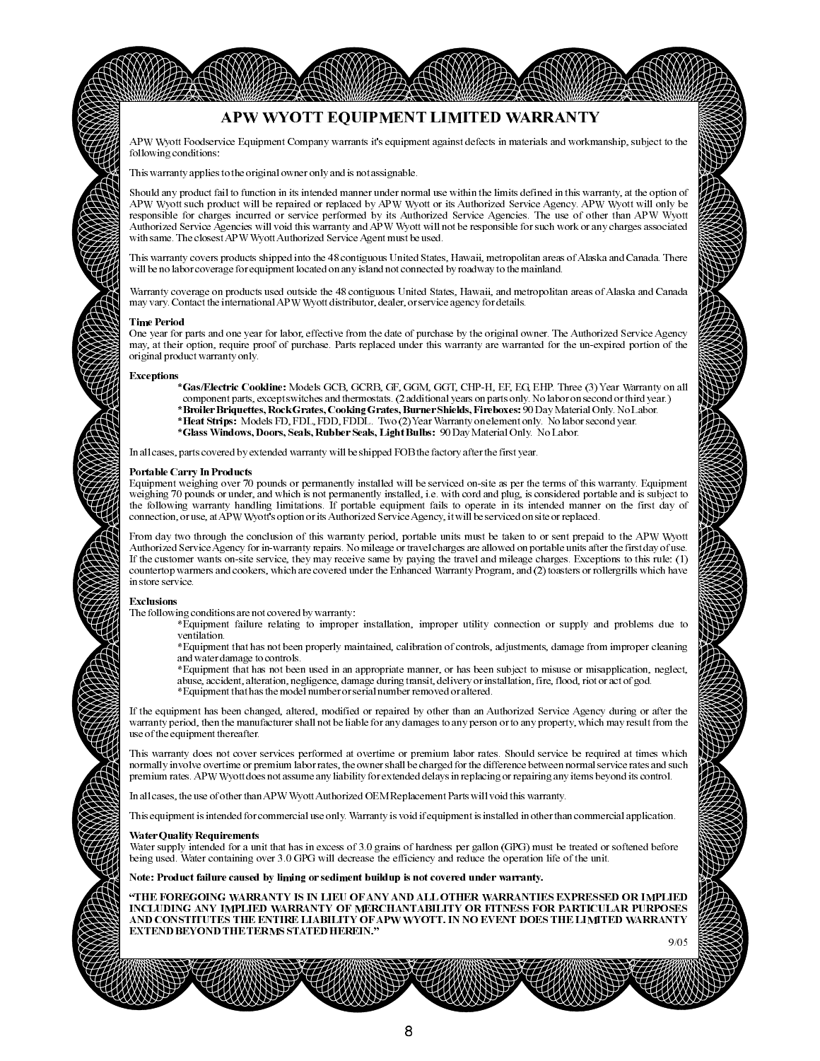# APW WYOTT EQUIPMENT LIMITED WARRANTY

APW Wyott Foodservice Equipment Company warrants it's equipment against defects in materials and workmanship, subject to the following conditions:

This warranty applies to the original owner only and is not assignable.

Should any product fail to function in its intended manner under normal use within the limits defined in this warranty, at the option of APW Wyott such product will be repaired or replaced by APW Wyott or its Authorized Service Agency. APW Wyott will only be responsible for charges incurred or service performed by its Authorized Service Agencies. The use of other than APW Wyott Authorized Service Agencies will void this warranty and APW Wyott will not be responsible for such work or any charges associated with same. The closest APW Wyott Authorized Service Agent must be used.

This warranty covers products shipped into the 48 contiguous United States, Hawaii, metropolitan areas of Alaska and Canada. There will be no labor coverage for equipment located on any island not connected by roadway to the mainland.

Warranty coverage on products used outside the 48 contiguous United States, Hawaii, and metropolitan areas of Alaska and Canada may vary. Contact the international APW Wyott distributor, dealer, or service agency for details.

**Time Period**
One year for parts and one year for labor, effective from the date of purchase by the original owner. The Authorized Service Agency may, at their option, require proof of purchase. Parts replaced under this warranty are warranted for the un-expired portion of the original product warranty only.

**Exceptions**

- ***Gas/Electric Cookline:** Models GCB, GCRB, GF, GGM, GGT, CHP-H, EF, EG, EHP. Three (3) Year Warranty on all component parts, except switches and thermostats. (2 additional years on parts only. No labor on second or third year.)
- ***Broiler Briquettes, Rock Grates, Cooking Grates, Burner Shields, Fireboxes:** 90 Day Material Only. No Labor.
- ***Heat Strips:** Models FD, FDL, FDD, FDDL. Two (2) Year Warranty on element only. No labor second year.
- ***Glass Windows, Doors, Seals, Rubber Seals, Light Bulbs:** 90 Day Material Only. No Labor.

In all cases, parts covered by extended warranty will be shipped FOB the factory after the first year.

**Portable Carry In Products**
Equipment weighing over 70 pounds or permanently installed will be serviced on-site as per the terms of this warranty. Equipment weighing 70 pounds or under, and which is not permanently installed, i.e. with cord and plug, is considered portable and is subject to the following warranty handling limitations. If portable equipment fails to operate in its intended manner on the first day of connection, or use, at APW Wyott's option or its Authorized Service Agency, it will be serviced on site or replaced.

From day two through the conclusion of this warranty period, portable units must be taken to or sent prepaid to the APW Wyott Authorized Service Agency for in-warranty repairs. No mileage or travel charges are allowed on portable units after the first day of use. If the customer wants on-site service, they may receive same by paying the travel and mileage charges. Exceptions to this rule: (1) countertop warmers and cookers, which are covered under the Enhanced Warranty Program, and (2) toasters or rollergrills which have in store service.

**Exclusions**
The following conditions are not covered by warranty:

- *Equipment failure relating to improper installation, improper utility connection or supply and problems due to ventilation.
- *Equipment that has not been properly maintained, calibration of controls, adjustments, damage from improper cleaning and water damage to controls.
- *Equipment that has not been used in an appropriate manner, or has been subject to misuse or misapplication, neglect, abuse, accident, alteration, negligence, damage during transit, delivery or installation, fire, flood, riot or act of god.
- *Equipment that has the model number or serial number removed or altered.

If the equipment has been changed, altered, modified or repaired by other than an Authorized Service Agency during or after the warranty period, then the manufacturer shall not be liable for any damages to any person or to any property, which may result from the use of the equipment thereafter.

This warranty does not cover services performed at overtime or premium labor rates. Should service be required at times which normally involve overtime or premium labor rates, the owner shall be charged for the difference between normal service rates and such premium rates. APW Wyott does not assume any liability for extended delays in replacing or repairing any items beyond its control.

In all cases, the use of other than APW Wyott Authorized OEM Replacement Parts will void this warranty.

This equipment is intended for commercial use only. Warranty is void if equipment is installed in other than commercial application.

**Water Quality Requirements**
Water supply intended for a unit that has in excess of 3.0 grains of hardness per gallon (GPG) must be treated or softened before being used. Water containing over 3.0 GPG will decrease the efficiency and reduce the operation life of the unit.

**Note: Product failure caused by liming or sediment buildup is not covered under warranty.**

**"THE FOREGOING WARRANTY IS IN LIEU OF ANY AND ALL OTHER WARRANTIES EXPRESSED OR IMPLIED INCLUDING ANY IMPLIED WARRANTY OF MERCHANTABILITY OR FITNESS FOR PARTICULAR PURPOSES AND CONSTITUTES THE ENTIRE LIABILITY OF APW WYOTT. IN NO EVENT DOES THE LIMITED WARRANTY EXTEND BEYOND THE TERMS STATED HEREIN."**

9/05